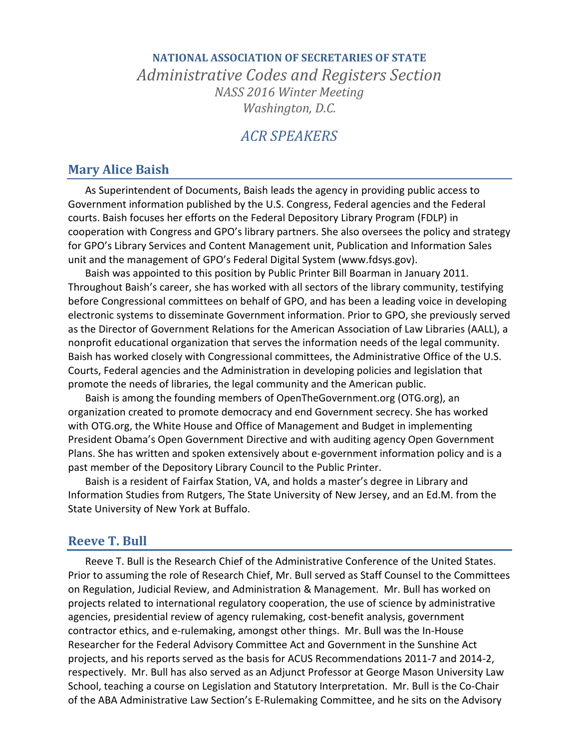**NATIONAL ASSOCIATION OF SECRETARIES OF STATE**

*Administrative Codes and Registers Section*

*NASS 2016 Winter Meeting*

*Washington, D.C.*

# *ACR SPEAKERS*

## Mary Alice Baish

As Superintendent of Documents, Baish leads the agency in providing public access to Government information published by the U.S. Congress, Federal agencies and the Federal courts. Baish focuses her efforts on the Federal Depository Library Program (FDLP) in cooperation with Congress and GPO's library partners. She also oversees the policy and strategy for GPO's Library Services and Content Management unit, Publication and Information Sales unit and the management of GPO's Federal Digital System (www.fdsys.gov).

Baish was appointed to this position by Public Printer Bill Boarman in January 2011. Throughout Baish's career, she has worked with all sectors of the library community, testifying before Congressional committees on behalf of GPO, and has been a leading voice in developing electronic systems to disseminate Government information. Prior to GPO, she previously served as the Director of Government Relations for the American Association of Law Libraries (AALL), a nonprofit educational organization that serves the information needs of the legal community. Baish has worked closely with Congressional committees, the Administrative Office of the U.S. Courts, Federal agencies and the Administration in developing policies and legislation that promote the needs of libraries, the legal community and the American public.

Baish is among the founding members of OpenTheGovernment.org (OTG.org), an organization created to promote democracy and end Government secrecy. She has worked with OTG.org, the White House and Office of Management and Budget in implementing President Obama's Open Government Directive and with auditing agency Open Government Plans. She has written and spoken extensively about e-government information policy and is a past member of the Depository Library Council to the Public Printer.

Baish is a resident of Fairfax Station, VA, and holds a master's degree in Library and Information Studies from Rutgers, The State University of New Jersey, and an Ed.M. from the State University of New York at Buffalo.

## Reeve T. Bull

Reeve T. Bull is the Research Chief of the Administrative Conference of the United States. Prior to assuming the role of Research Chief, Mr. Bull served as Staff Counsel to the Committees on Regulation, Judicial Review, and Administration & Management. Mr. Bull has worked on projects related to international regulatory cooperation, the use of science by administrative agencies, presidential review of agency rulemaking, cost-benefit analysis, government contractor ethics, and e-rulemaking, amongst other things. Mr. Bull was the In-House Researcher for the Federal Advisory Committee Act and Government in the Sunshine Act projects, and his reports served as the basis for ACUS Recommendations 2011-7 and 2014-2, respectively. Mr. Bull has also served as an Adjunct Professor at George Mason University Law School, teaching a course on Legislation and Statutory Interpretation. Mr. Bull is the Co-Chair of the ABA Administrative Law Section's E-Rulemaking Committee, and he sits on the Advisory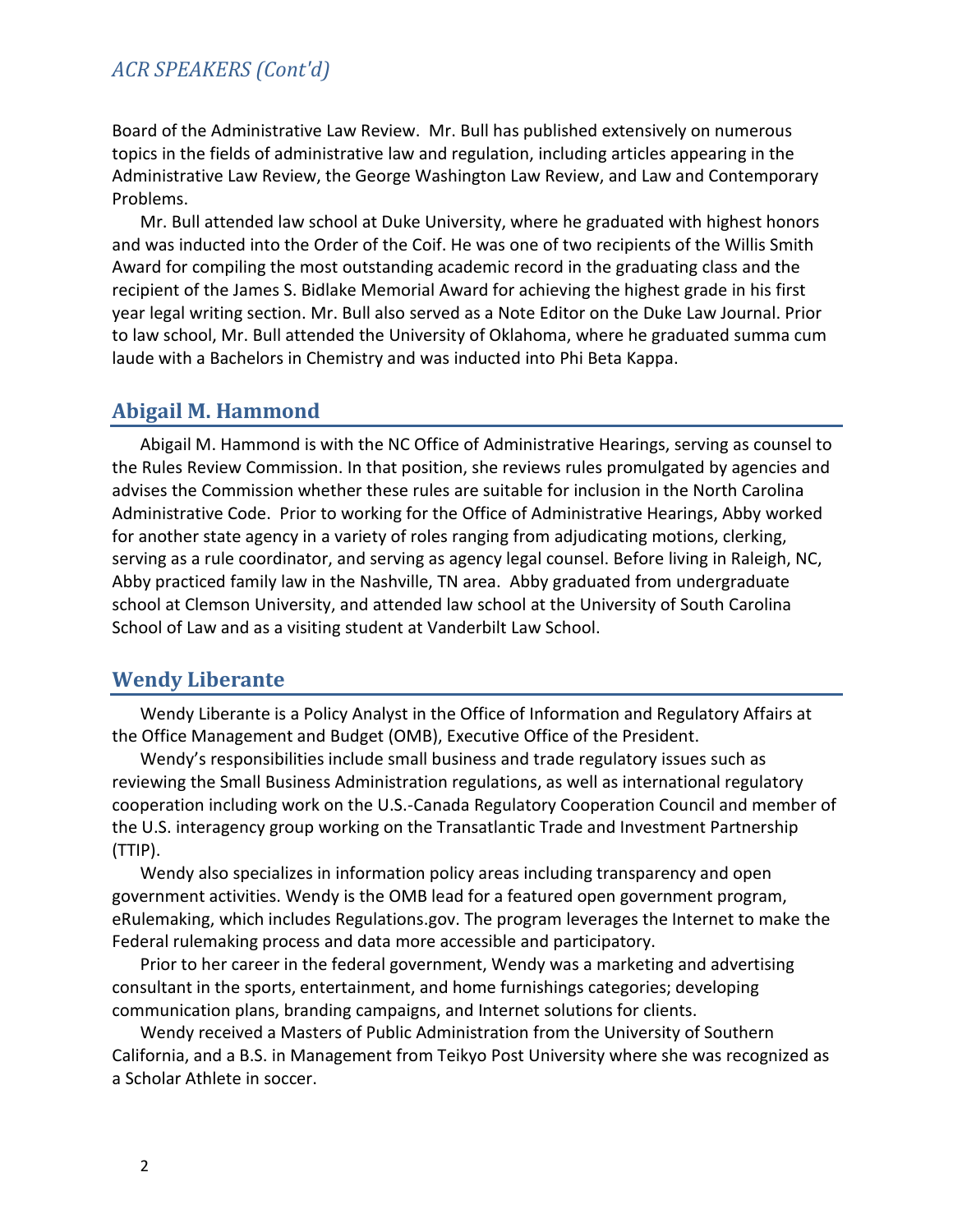Board of the Administrative Law Review. Mr. Bull has published extensively on numerous topics in the fields of administrative law and regulation, including articles appearing in the Administrative Law Review, the George Washington Law Review, and Law and Contemporary Problems.

Mr. Bull attended law school at Duke University, where he graduated with highest honors and was inducted into the Order of the Coif. He was one of two recipients of the Willis Smith Award for compiling the most outstanding academic record in the graduating class and the recipient of the James S. Bidlake Memorial Award for achieving the highest grade in his first year legal writing section. Mr. Bull also served as a Note Editor on the Duke Law Journal. Prior to law school, Mr. Bull attended the University of Oklahoma, where he graduated summa cum laude with a Bachelors in Chemistry and was inducted into Phi Beta Kappa.

## Abigail M. Hammond

Abigail M. Hammond is with the NC Office of Administrative Hearings, serving as counsel to the Rules Review Commission. In that position, she reviews rules promulgated by agencies and advises the Commission whether these rules are suitable for inclusion in the North Carolina Administrative Code. Prior to working for the Office of Administrative Hearings, Abby worked for another state agency in a variety of roles ranging from adjudicating motions, clerking, serving as a rule coordinator, and serving as agency legal counsel. Before living in Raleigh, NC, Abby practiced family law in the Nashville, TN area. Abby graduated from undergraduate school at Clemson University, and attended law school at the University of South Carolina School of Law and as a visiting student at Vanderbilt Law School.

## Wendy Liberante

Wendy Liberante is a Policy Analyst in the Office of Information and Regulatory Affairs at the Office Management and Budget (OMB), Executive Office of the President.

Wendy's responsibilities include small business and trade regulatory issues such as reviewing the Small Business Administration regulations, as well as international regulatory cooperation including work on the U.S.-Canada Regulatory Cooperation Council and member of the U.S. interagency group working on the Transatlantic Trade and Investment Partnership (TTIP).

Wendy also specializes in information policy areas including transparency and open government activities. Wendy is the OMB lead for a featured open government program, eRulemaking, which includes Regulations.gov. The program leverages the Internet to make the Federal rulemaking process and data more accessible and participatory.

Prior to her career in the federal government, Wendy was a marketing and advertising consultant in the sports, entertainment, and home furnishings categories; developing communication plans, branding campaigns, and Internet solutions for clients.

Wendy received a Masters of Public Administration from the University of Southern California, and a B.S. in Management from Teikyo Post University where she was recognized as a Scholar Athlete in soccer.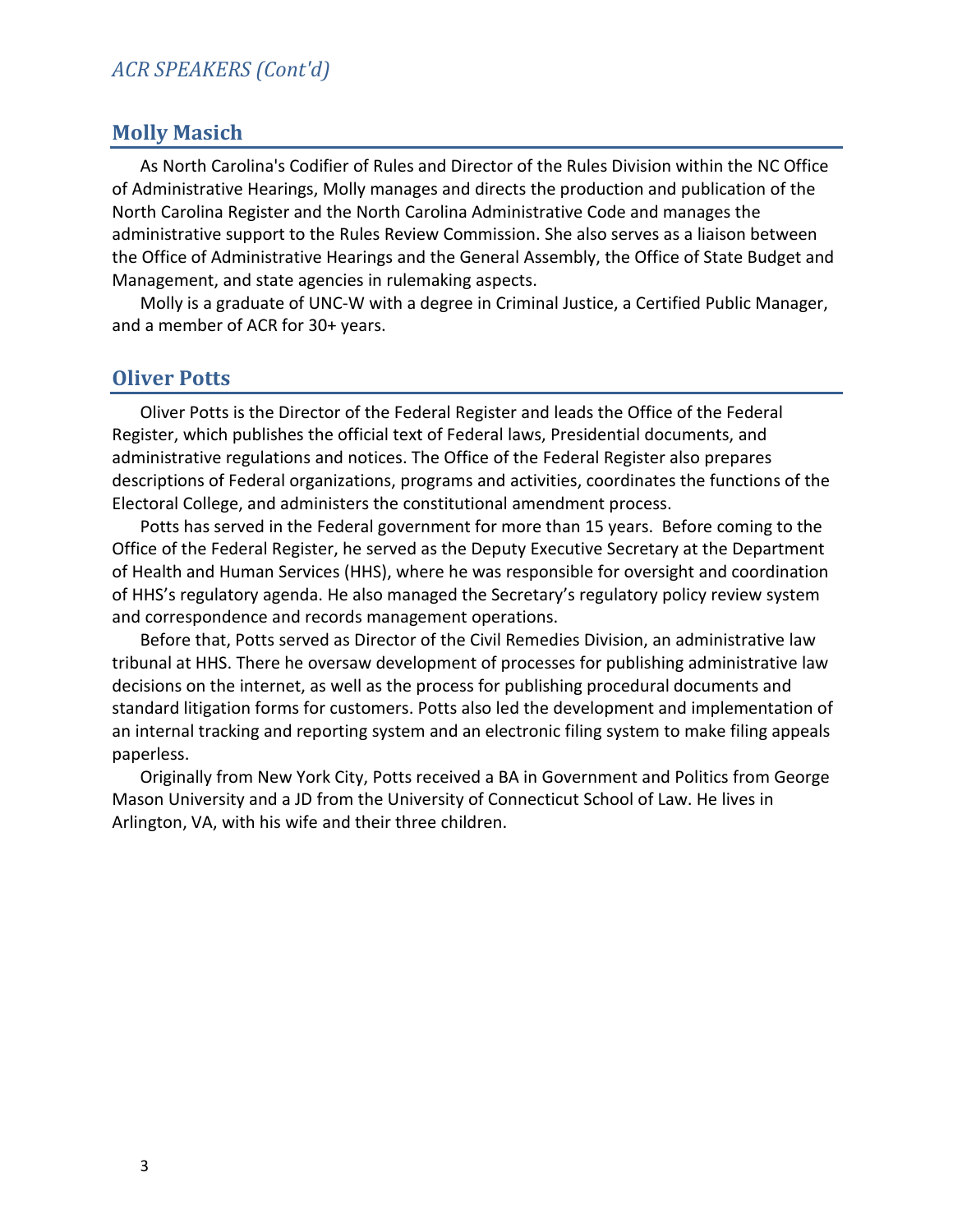*ACR SPEAKERS (Cont'd)*

## Molly Masich

As North Carolina's Codifier of Rules and Director of the Rules Division within the NC Office of Administrative Hearings, Molly manages and directs the production and publication of the North Carolina Register and the North Carolina Administrative Code and manages the administrative support to the Rules Review Commission. She also serves as a liaison between the Office of Administrative Hearings and the General Assembly, the Office of State Budget and Management, and state agencies in rulemaking aspects.

Molly is a graduate of UNC-W with a degree in Criminal Justice, a Certified Public Manager, and a member of ACR for 30+ years.

## Oliver Potts

Oliver Potts is the Director of the Federal Register and leads the Office of the Federal Register, which publishes the official text of Federal laws, Presidential documents, and administrative regulations and notices. The Office of the Federal Register also prepares descriptions of Federal organizations, programs and activities, coordinates the functions of the Electoral College, and administers the constitutional amendment process.

Potts has served in the Federal government for more than 15 years. Before coming to the Office of the Federal Register, he served as the Deputy Executive Secretary at the Department of Health and Human Services (HHS), where he was responsible for oversight and coordination of HHS's regulatory agenda. He also managed the Secretary's regulatory policy review system and correspondence and records management operations.

Before that, Potts served as Director of the Civil Remedies Division, an administrative law tribunal at HHS. There he oversaw development of processes for publishing administrative law decisions on the internet, as well as the process for publishing procedural documents and standard litigation forms for customers. Potts also led the development and implementation of an internal tracking and reporting system and an electronic filing system to make filing appeals paperless.

Originally from New York City, Potts received a BA in Government and Politics from George Mason University and a JD from the University of Connecticut School of Law. He lives in Arlington, VA, with his wife and their three children.